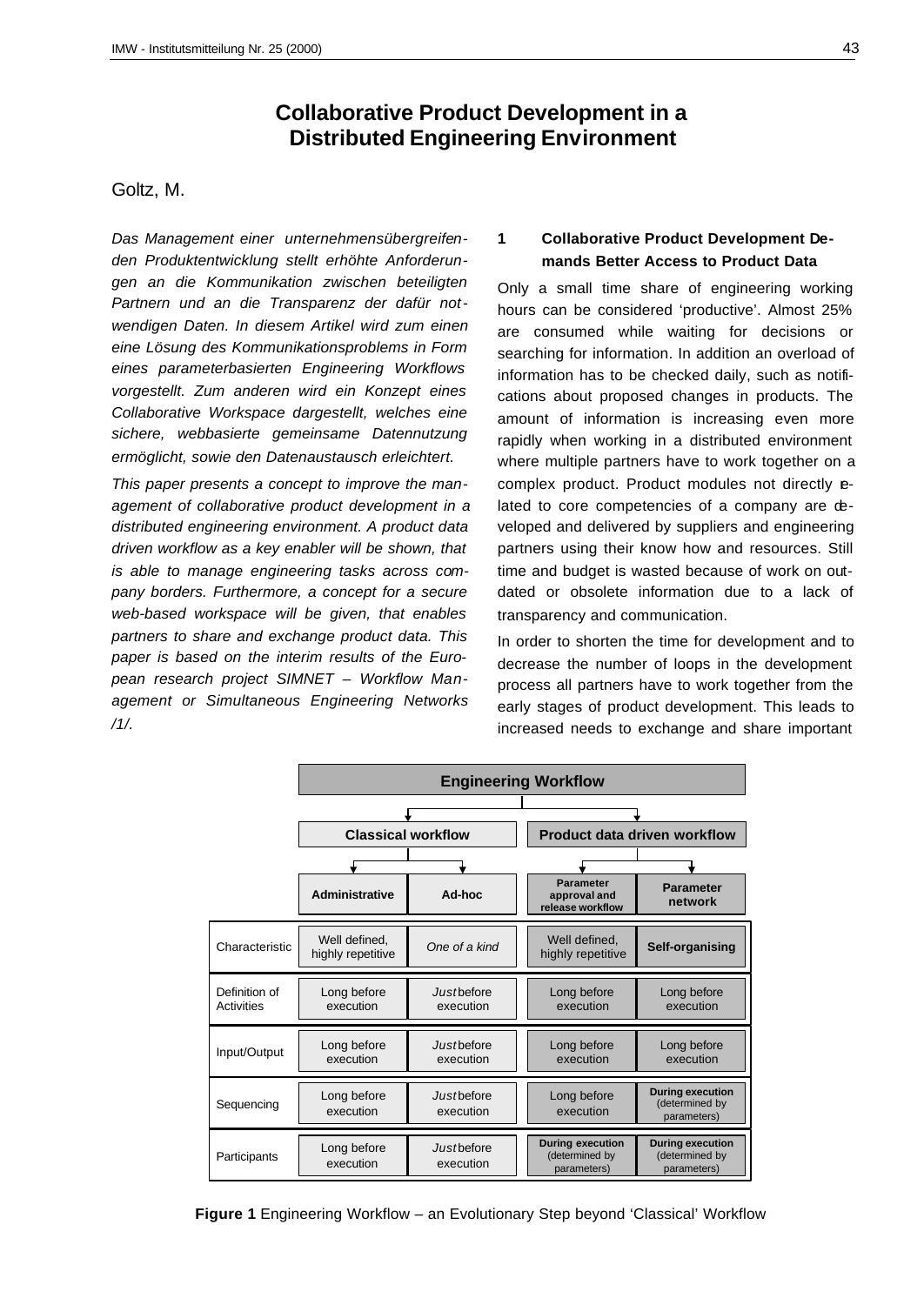# Collaborative Product Development in a Distributed Engineering Environment

Goltz, M.

*Das Management einer unternehmensübergreifenden Produktentwicklung stellt erhöhte Anforderungen an die Kommunikation zwischen beteiligten Partnern und an die Transparenz der dafür notwendigen Daten. In diesem Artikel wird zum einen eine Lösung des Kommunikationsproblems in Form eines parameterbasierten Engineering Workflows vorgestellt. Zum anderen wird ein Konzept eines Collaborative Workspace dargestellt, welches eine sichere, webbasierte gemeinsame Datennutzung ermöglicht, sowie den Datenaustausch erleichtert.*

*This paper presents a concept to improve the management of collaborative product development in a distributed engineering environment. A product data driven workflow as a key enabler will be shown, that is able to manage engineering tasks across company borders. Furthermore, a concept for a secure web-based workspace will be given, that enables partners to share and exchange product data. This paper is based on the interim results of the European research project SIMNET – Workflow Management or Simultaneous Engineering Networks /1/.*

## 1 Collaborative Product Development Demands Better Access to Product Data

Only a small time share of engineering working hours can be considered 'productive'. Almost 25% are consumed while waiting for decisions or searching for information. In addition an overload of information has to be checked daily, such as notifications about proposed changes in products. The amount of information is increasing even more rapidly when working in a distributed environment where multiple partners have to work together on a complex product. Product modules not directly related to core competencies of a company are developed and delivered by suppliers and engineering partners using their know how and resources. Still time and budget is wasted because of work on outdated or obsolete information due to a lack of transparency and communication.

In order to shorten the time for development and to decrease the number of loops in the development process all partners have to work together from the early stages of product development. This leads to increased needs to exchange and share important

| | Engineering Workflow | | | |
|---|---|---|---|---|
| | Classical workflow | | Product data driven workflow | |
| | **Administrative** | **Ad-hoc** | **Parameter approval and release workflow** | **Parameter network** |
| Characteristic | Well defined, highly repetitive | *One of a kind* | Well defined, highly repetitive | **Self-organising** |
| Definition of Activities | Long before execution | *Just* before execution | Long before execution | Long before execution |
| Input/Output | Long before execution | *Just* before execution | Long before execution | Long before execution |
| Sequencing | Long before execution | *Just* before execution | Long before execution | **During execution** (determined by parameters) |
| Participants | Long before execution | *Just* before execution | **During execution** (determined by parameters) | **During execution** (determined by parameters) |

**Figure 1** Engineering Workflow – an Evolutionary Step beyond 'Classical' Workflow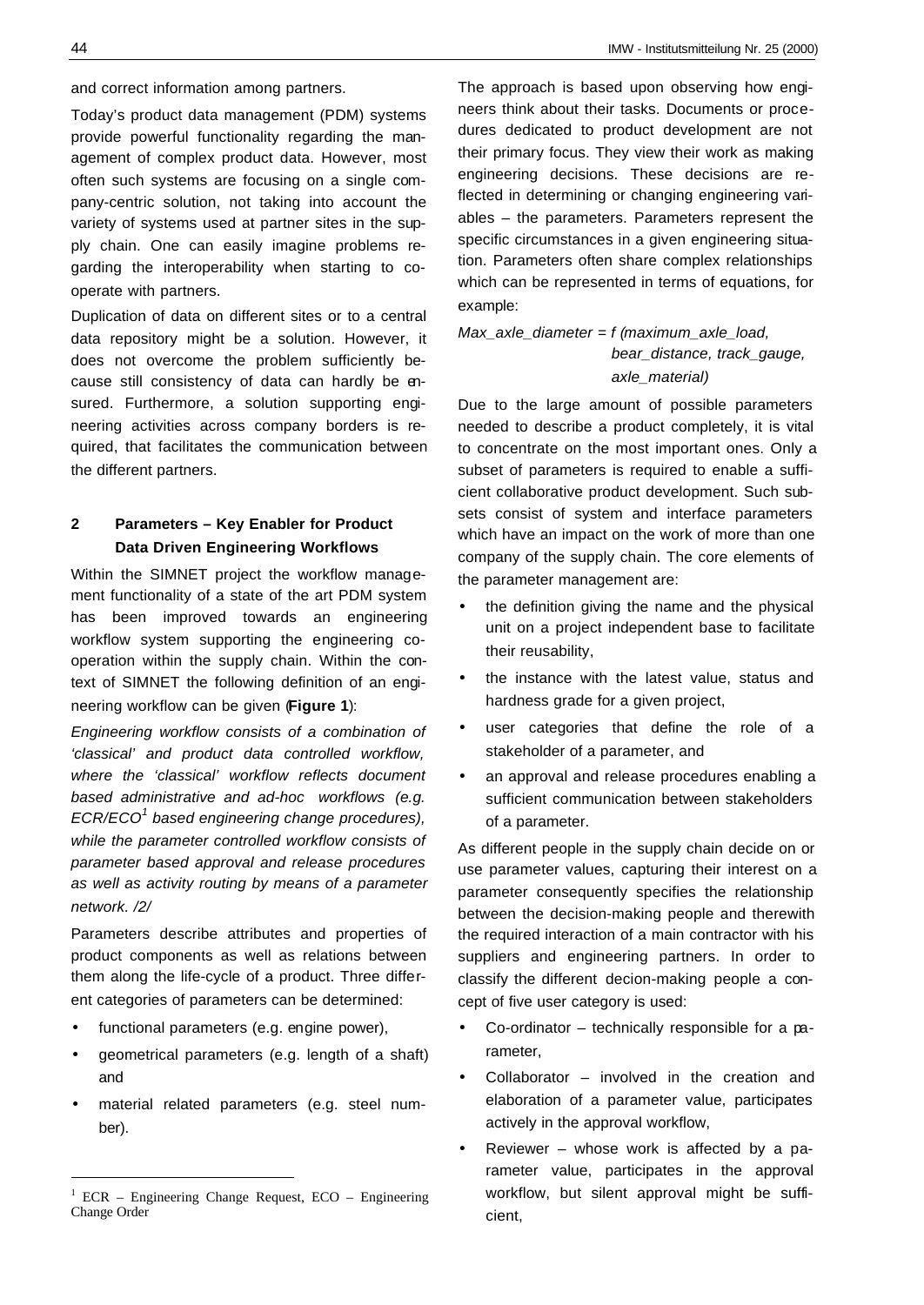and correct information among partners.

Today's product data management (PDM) systems provide powerful functionality regarding the management of complex product data. However, most often such systems are focusing on a single company-centric solution, not taking into account the variety of systems used at partner sites in the supply chain. One can easily imagine problems regarding the interoperability when starting to cooperate with partners.

Duplication of data on different sites or to a central data repository might be a solution. However, it does not overcome the problem sufficiently because still consistency of data can hardly be ensured. Furthermore, a solution supporting engineering activities across company borders is required, that facilitates the communication between the different partners.

## 2 Parameters – Key Enabler for Product Data Driven Engineering Workflows

Within the SIMNET project the workflow management functionality of a state of the art PDM system has been improved towards an engineering workflow system supporting the engineering cooperation within the supply chain. Within the context of SIMNET the following definition of an engineering workflow can be given (**Figure 1**):

*Engineering workflow consists of a combination of 'classical' and product data controlled workflow, where the 'classical' workflow reflects document based administrative and ad-hoc workflows (e.g. ECR/ECO[1] based engineering change procedures), while the parameter controlled workflow consists of parameter based approval and release procedures as well as activity routing by means of a parameter network. /2/*

Parameters describe attributes and properties of product components as well as relations between them along the life-cycle of a product. Three different categories of parameters can be determined:

- functional parameters (e.g. engine power),
- geometrical parameters (e.g. length of a shaft) and
- material related parameters (e.g. steel number).

The approach is based upon observing how engineers think about their tasks. Documents or procedures dedicated to product development are not their primary focus. They view their work as making engineering decisions. These decisions are reflected in determining or changing engineering variables – the parameters. Parameters represent the specific circumstances in a given engineering situation. Parameters often share complex relationships which can be represented in terms of equations, for example:

*Max_axle_diameter = f (maximum_axle_load, bear_distance, track_gauge, axle_material)*

Due to the large amount of possible parameters needed to describe a product completely, it is vital to concentrate on the most important ones. Only a subset of parameters is required to enable a sufficient collaborative product development. Such subsets consist of system and interface parameters which have an impact on the work of more than one company of the supply chain. The core elements of the parameter management are:

- the definition giving the name and the physical unit on a project independent base to facilitate their reusability,
- the instance with the latest value, status and hardness grade for a given project,
- user categories that define the role of a stakeholder of a parameter, and
- an approval and release procedures enabling a sufficient communication between stakeholders of a parameter.

As different people in the supply chain decide on or use parameter values, capturing their interest on a parameter consequently specifies the relationship between the decision-making people and therewith the required interaction of a main contractor with his suppliers and engineering partners. In order to classify the different decion-making people a concept of five user category is used:

- Co-ordinator – technically responsible for a parameter,
- Collaborator – involved in the creation and elaboration of a parameter value, participates actively in the approval workflow,
- Reviewer – whose work is affected by a parameter value, participates in the approval workflow, but silent approval might be sufficient,

[1] ECR – Engineering Change Request, ECO – Engineering Change Order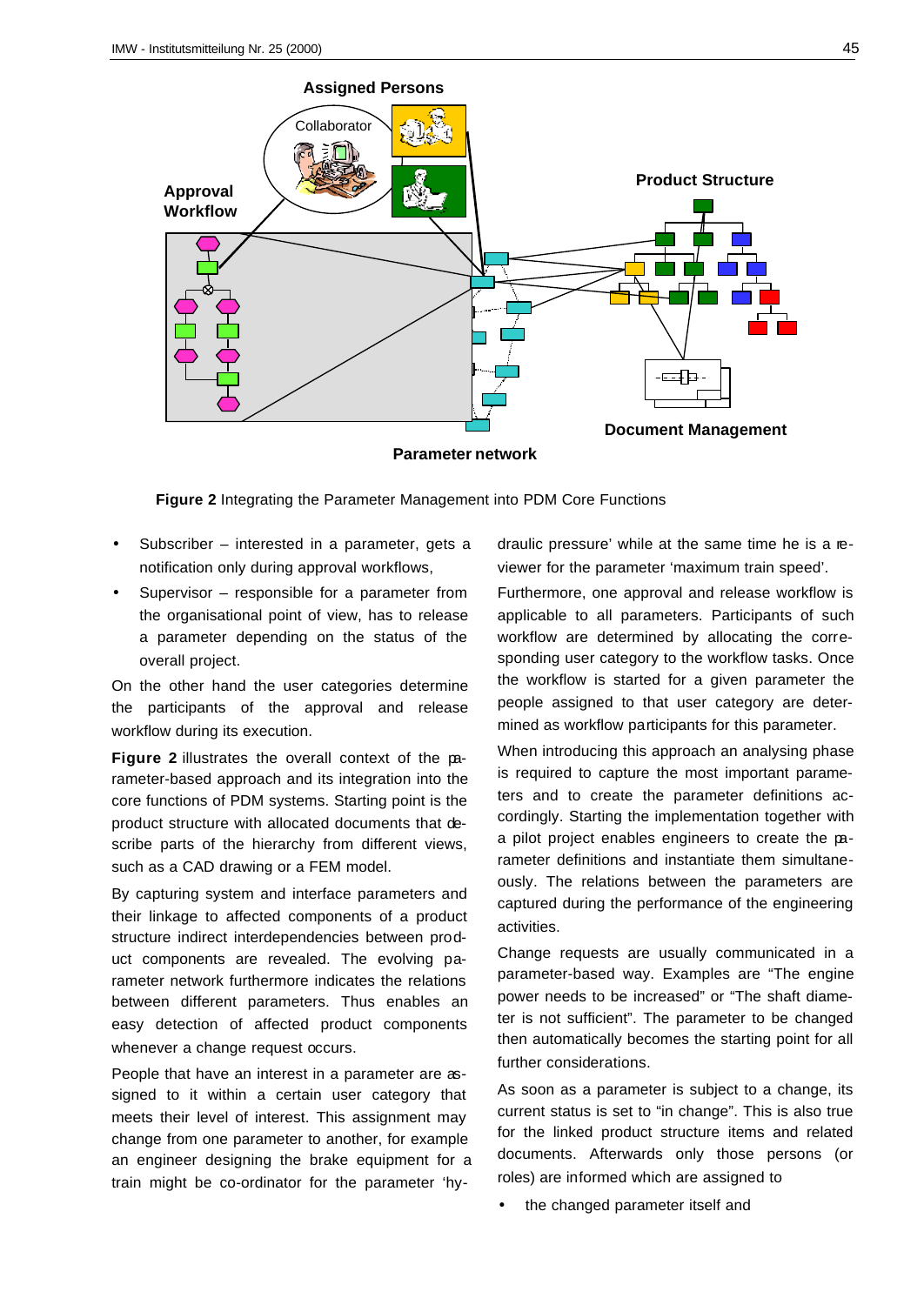**Figure 2** Integrating the Parameter Management into PDM Core Functions

- Subscriber – interested in a parameter, gets a notification only during approval workflows,
- Supervisor – responsible for a parameter from the organisational point of view, has to release a parameter depending on the status of the overall project.

On the other hand the user categories determine the participants of the approval and release workflow during its execution.

**Figure 2** illustrates the overall context of the parameter-based approach and its integration into the core functions of PDM systems. Starting point is the product structure with allocated documents that describe parts of the hierarchy from different views, such as a CAD drawing or a FEM model.

By capturing system and interface parameters and their linkage to affected components of a product structure indirect interdependencies between product components are revealed. The evolving parameter network furthermore indicates the relations between different parameters. Thus enables an easy detection of affected product components whenever a change request occurs.

People that have an interest in a parameter are assigned to it within a certain user category that meets their level of interest. This assignment may change from one parameter to another, for example an engineer designing the brake equipment for a train might be co-ordinator for the parameter 'hydraulic pressure' while at the same time he is a reviewer for the parameter 'maximum train speed'.

Furthermore, one approval and release workflow is applicable to all parameters. Participants of such workflow are determined by allocating the corresponding user category to the workflow tasks. Once the workflow is started for a given parameter the people assigned to that user category are determined as workflow participants for this parameter.

When introducing this approach an analysing phase is required to capture the most important parameters and to create the parameter definitions accordingly. Starting the implementation together with a pilot project enables engineers to create the parameter definitions and instantiate them simultaneously. The relations between the parameters are captured during the performance of the engineering activities.

Change requests are usually communicated in a parameter-based way. Examples are "The engine power needs to be increased" or "The shaft diameter is not sufficient". The parameter to be changed then automatically becomes the starting point for all further considerations.

As soon as a parameter is subject to a change, its current status is set to "in change". This is also true for the linked product structure items and related documents. Afterwards only those persons (or roles) are informed which are assigned to

- the changed parameter itself and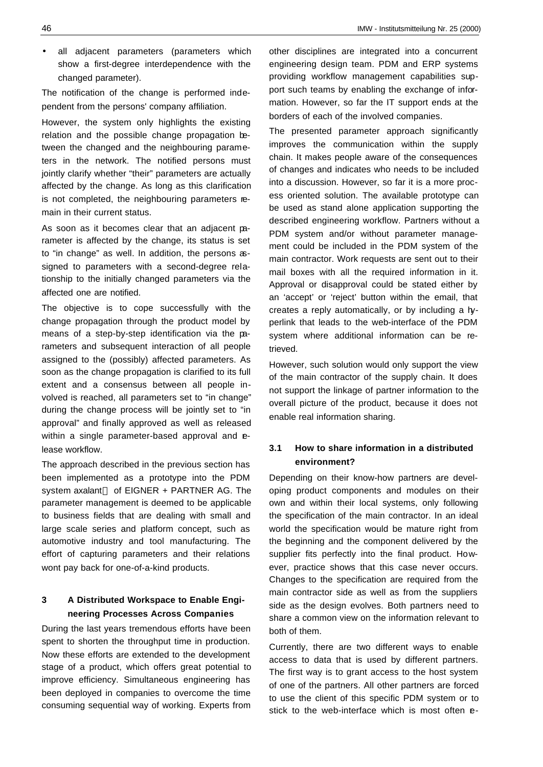- all adjacent parameters (parameters which show a first-degree interdependence with the changed parameter).

The notification of the change is performed independent from the persons' company affiliation.

However, the system only highlights the existing relation and the possible change propagation between the changed and the neighbouring parameters in the network. The notified persons must jointly clarify whether "their" parameters are actually affected by the change. As long as this clarification is not completed, the neighbouring parameters remain in their current status.

As soon as it becomes clear that an adjacent parameter is affected by the change, its status is set to "in change" as well. In addition, the persons assigned to parameters with a second-degree relationship to the initially changed parameters via the affected one are notified.

The objective is to cope successfully with the change propagation through the product model by means of a step-by-step identification via the parameters and subsequent interaction of all people assigned to the (possibly) affected parameters. As soon as the change propagation is clarified to its full extent and a consensus between all people involved is reached, all parameters set to "in change" during the change process will be jointly set to "in approval" and finally approved as well as released within a single parameter-based approval and release workflow.

The approach described in the previous section has been implemented as a prototype into the PDM system axalant of EIGNER + PARTNER AG. The parameter management is deemed to be applicable to business fields that are dealing with small and large scale series and platform concept, such as automotive industry and tool manufacturing. The effort of capturing parameters and their relations wont pay back for one-of-a-kind products.

## 3 A Distributed Workspace to Enable Engineering Processes Across Companies

During the last years tremendous efforts have been spent to shorten the throughput time in production. Now these efforts are extended to the development stage of a product, which offers great potential to improve efficiency. Simultaneous engineering has been deployed in companies to overcome the time consuming sequential way of working. Experts from other disciplines are integrated into a concurrent engineering design team. PDM and ERP systems providing workflow management capabilities support such teams by enabling the exchange of information. However, so far the IT support ends at the borders of each of the involved companies.

The presented parameter approach significantly improves the communication within the supply chain. It makes people aware of the consequences of changes and indicates who needs to be included into a discussion. However, so far it is a more process oriented solution. The available prototype can be used as stand alone application supporting the described engineering workflow. Partners without a PDM system and/or without parameter management could be included in the PDM system of the main contractor. Work requests are sent out to their mail boxes with all the required information in it. Approval or disapproval could be stated either by an 'accept' or 'reject' button within the email, that creates a reply automatically, or by including a hyperlink that leads to the web-interface of the PDM system where additional information can be retrieved.

However, such solution would only support the view of the main contractor of the supply chain. It does not support the linkage of partner information to the overall picture of the product, because it does not enable real information sharing.

### 3.1 How to share information in a distributed environment?

Depending on their know-how partners are developing product components and modules on their own and within their local systems, only following the specification of the main contractor. In an ideal world the specification would be mature right from the beginning and the component delivered by the supplier fits perfectly into the final product. However, practice shows that this case never occurs. Changes to the specification are required from the main contractor side as well as from the suppliers side as the design evolves. Both partners need to share a common view on the information relevant to both of them.

Currently, there are two different ways to enable access to data that is used by different partners. The first way is to grant access to the host system of one of the partners. All other partners are forced to use the client of this specific PDM system or to stick to the web-interface which is most often re-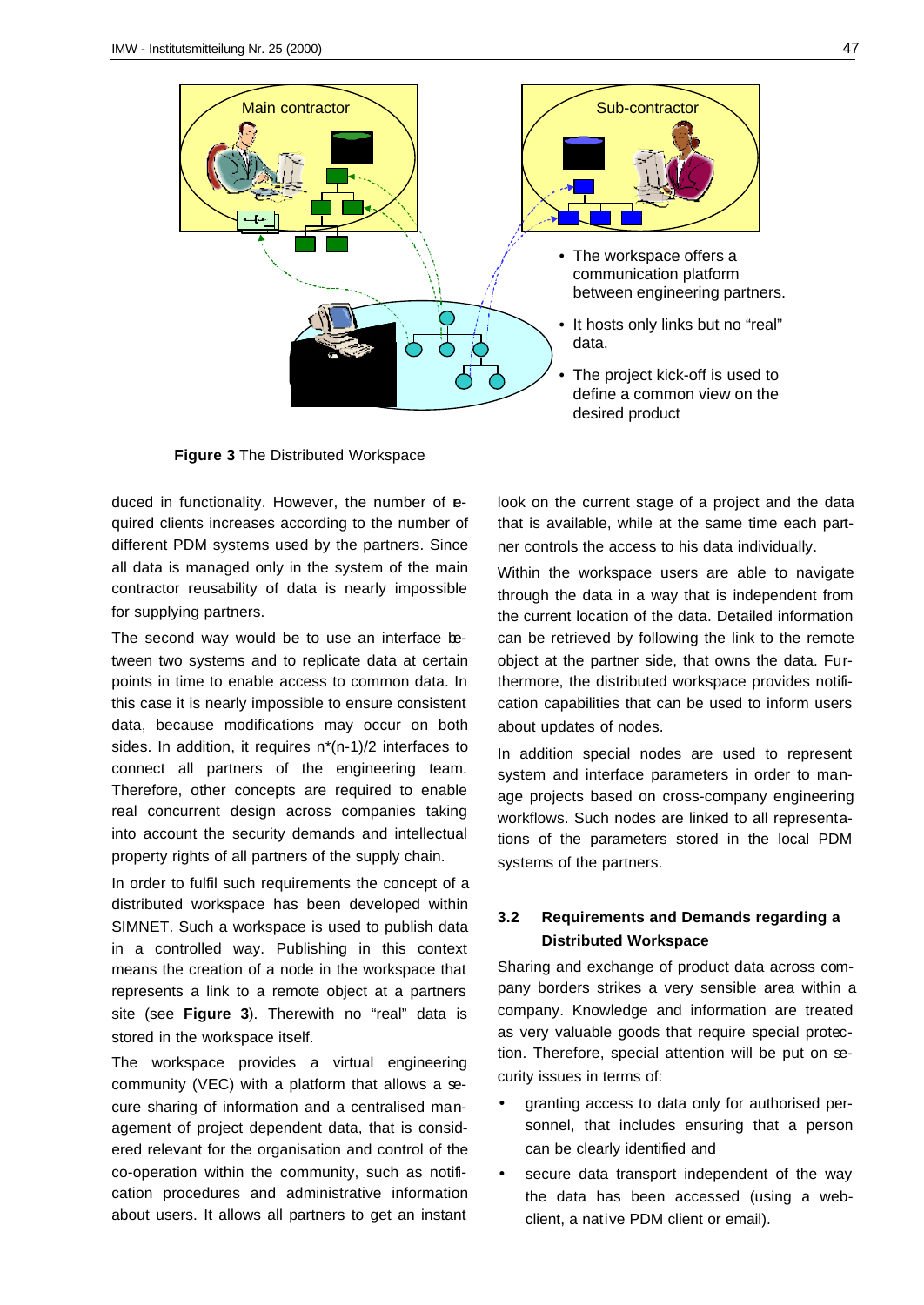Main contractor

Sub-contractor

- The workspace offers a communication platform between engineering partners.
- It hosts only links but no "real" data.
- The project kick-off is used to define a common view on the desired product

**Figure 3** The Distributed Workspace

duced in functionality. However, the number of required clients increases according to the number of different PDM systems used by the partners. Since all data is managed only in the system of the main contractor reusability of data is nearly impossible for supplying partners.

The second way would be to use an interface between two systems and to replicate data at certain points in time to enable access to common data. In this case it is nearly impossible to ensure consistent data, because modifications may occur on both sides. In addition, it requires n*(n-1)/2 interfaces to connect all partners of the engineering team. Therefore, other concepts are required to enable real concurrent design across companies taking into account the security demands and intellectual property rights of all partners of the supply chain.

In order to fulfil such requirements the concept of a distributed workspace has been developed within SIMNET. Such a workspace is used to publish data in a controlled way. Publishing in this context means the creation of a node in the workspace that represents a link to a remote object at a partners site (see **Figure 3**). Therewith no "real" data is stored in the workspace itself.

The workspace provides a virtual engineering community (VEC) with a platform that allows a secure sharing of information and a centralised management of project dependent data, that is considered relevant for the organisation and control of the co-operation within the community, such as notification procedures and administrative information about users. It allows all partners to get an instant look on the current stage of a project and the data that is available, while at the same time each partner controls the access to his data individually.

Within the workspace users are able to navigate through the data in a way that is independent from the current location of the data. Detailed information can be retrieved by following the link to the remote object at the partner side, that owns the data. Furthermore, the distributed workspace provides notification capabilities that can be used to inform users about updates of nodes.

In addition special nodes are used to represent system and interface parameters in order to manage projects based on cross-company engineering workflows. Such nodes are linked to all representations of the parameters stored in the local PDM systems of the partners.

### 3.2 Requirements and Demands regarding a Distributed Workspace

Sharing and exchange of product data across company borders strikes a very sensible area within a company. Knowledge and information are treated as very valuable goods that require special protection. Therefore, special attention will be put on security issues in terms of:

- granting access to data only for authorised personnel, that includes ensuring that a person can be clearly identified and
- secure data transport independent of the way the data has been accessed (using a web-client, a native PDM client or email).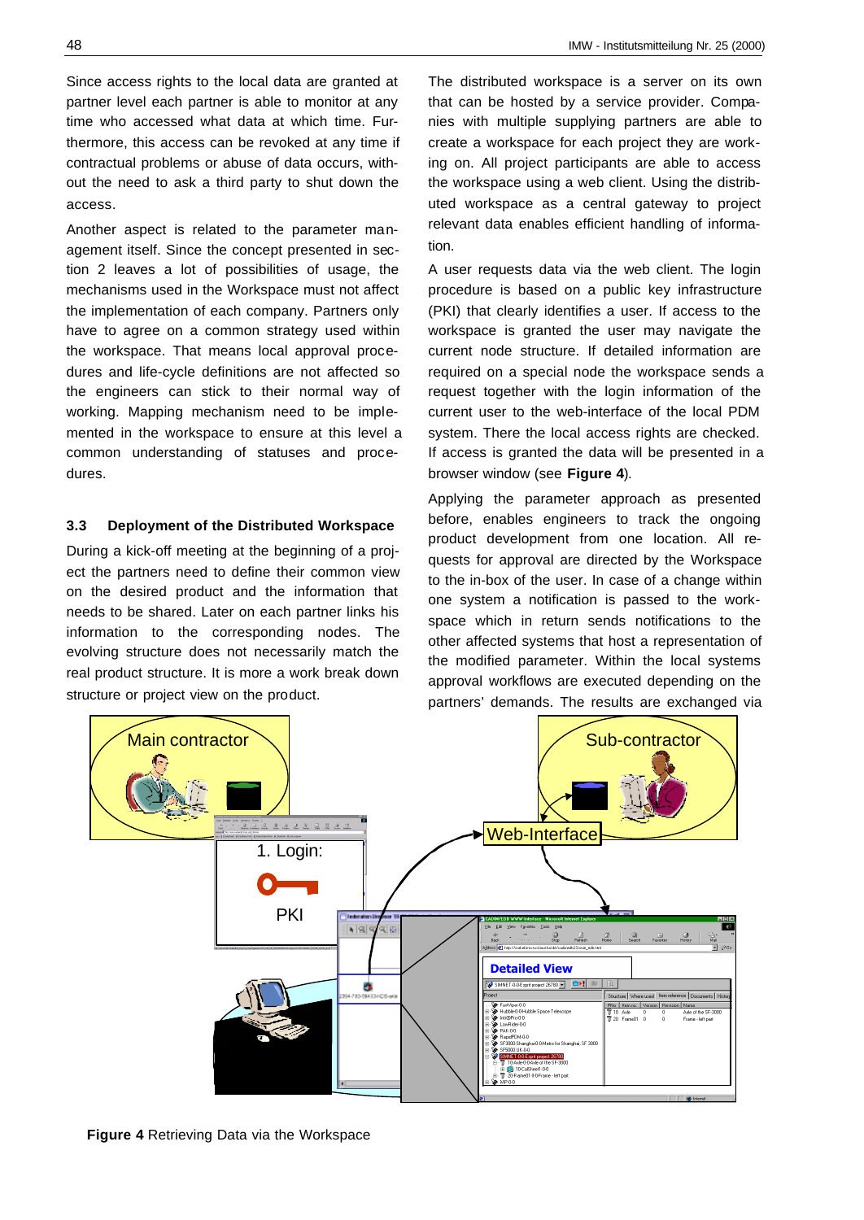Since access rights to the local data are granted at partner level each partner is able to monitor at any time who accessed what data at which time. Furthermore, this access can be revoked at any time if contractual problems or abuse of data occurs, without the need to ask a third party to shut down the access.

Another aspect is related to the parameter management itself. Since the concept presented in section 2 leaves a lot of possibilities of usage, the mechanisms used in the Workspace must not affect the implementation of each company. Partners only have to agree on a common strategy used within the workspace. That means local approval procedures and life-cycle definitions are not affected so the engineers can stick to their normal way of working. Mapping mechanism need to be implemented in the workspace to ensure at this level a common understanding of statuses and procedures.

### 3.3 Deployment of the Distributed Workspace

During a kick-off meeting at the beginning of a project the partners need to define their common view on the desired product and the information that needs to be shared. Later on each partner links his information to the corresponding nodes. The evolving structure does not necessarily match the real product structure. It is more a work break down structure or project view on the product.

The distributed workspace is a server on its own that can be hosted by a service provider. Companies with multiple supplying partners are able to create a workspace for each project they are working on. All project participants are able to access the workspace using a web client. Using the distributed workspace as a central gateway to project relevant data enables efficient handling of information.

A user requests data via the web client. The login procedure is based on a public key infrastructure (PKI) that clearly identifies a user. If access to the workspace is granted the user may navigate the current node structure. If detailed information are required on a special node the workspace sends a request together with the login information of the current user to the web-interface of the local PDM system. There the local access rights are checked. If access is granted the data will be presented in a browser window (see **Figure 4**).

Applying the parameter approach as presented before, enables engineers to track the ongoing product development from one location. All requests for approval are directed by the Workspace to the in-box of the user. In case of a change within one system a notification is passed to the workspace which in return sends notifications to the other affected systems that host a representation of the modified parameter. Within the local systems approval workflows are executed depending on the partners' demands. The results are exchanged via

**Figure 4** Retrieving Data via the Workspace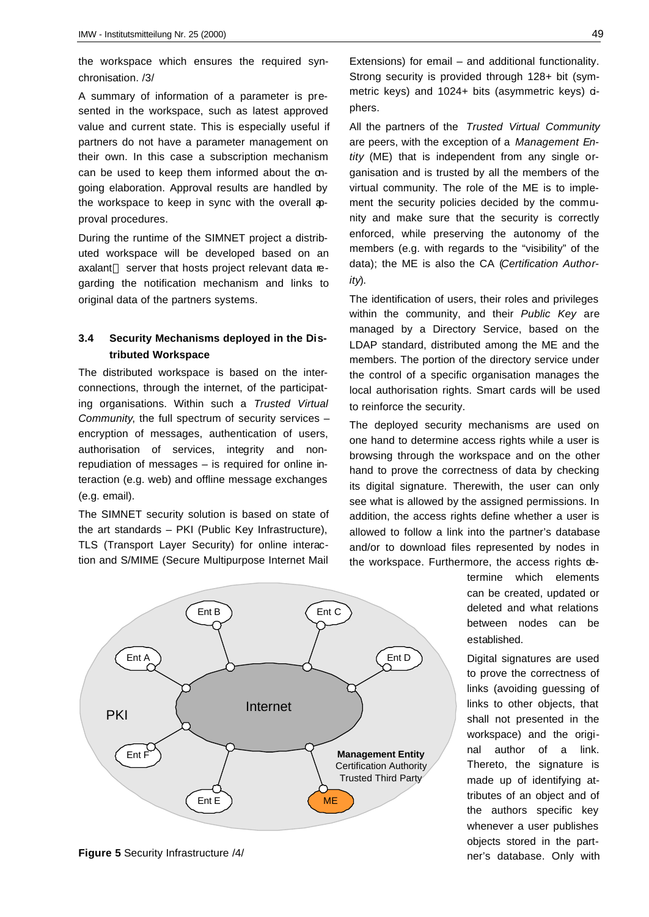the workspace which ensures the required synchronisation. /3/

A summary of information of a parameter is presented in the workspace, such as latest approved value and current state. This is especially useful if partners do not have a parameter management on their own. In this case a subscription mechanism can be used to keep them informed about the ongoing elaboration. Approval results are handled by the workspace to keep in sync with the overall approval procedures.

During the runtime of the SIMNET project a distributed workspace will be developed based on an axalant server that hosts project relevant data regarding the notification mechanism and links to original data of the partners systems.

### 3.4 Security Mechanisms deployed in the Distributed Workspace

The distributed workspace is based on the interconnections, through the internet, of the participating organisations. Within such a *Trusted Virtual Community*, the full spectrum of security services – encryption of messages, authentication of users, authorisation of services, integrity and non-repudiation of messages – is required for online interaction (e.g. web) and offline message exchanges (e.g. email).

The SIMNET security solution is based on state of the art standards – PKI (Public Key Infrastructure), TLS (Transport Layer Security) for online interaction and S/MIME (Secure Multipurpose Internet Mail Extensions) for email – and additional functionality. Strong security is provided through 128+ bit (symmetric keys) and 1024+ bits (asymmetric keys) ciphers.

All the partners of the *Trusted Virtual Community* are peers, with the exception of a *Management Entity* (ME) that is independent from any single organisation and is trusted by all the members of the virtual community. The role of the ME is to implement the security policies decided by the community and make sure that the security is correctly enforced, while preserving the autonomy of the members (e.g. with regards to the "visibility" of the data); the ME is also the CA (*Certification Authority*).

The identification of users, their roles and privileges within the community, and their *Public Key* are managed by a Directory Service, based on the LDAP standard, distributed among the ME and the members. The portion of the directory service under the control of a specific organisation manages the local authorisation rights. Smart cards will be used to reinforce the security.

The deployed security mechanisms are used on one hand to determine access rights while a user is browsing through the workspace and on the other hand to prove the correctness of data by checking its digital signature. Therewith, the user can only see what is allowed by the assigned permissions. In addition, the access rights define whether a user is allowed to follow a link into the partner's database and/or to download files represented by nodes in the workspace. Furthermore, the access rights determine which elements can be created, updated or deleted and what relations between nodes can be established.

**Figure 5** Security Infrastructure /4/

Digital signatures are used to prove the correctness of links (avoiding guessing of links to other objects, that shall not presented in the workspace) and the original author of a link. Thereto, the signature is made up of identifying attributes of an object and of the authors specific key whenever a user publishes objects stored in the partner's database. Only with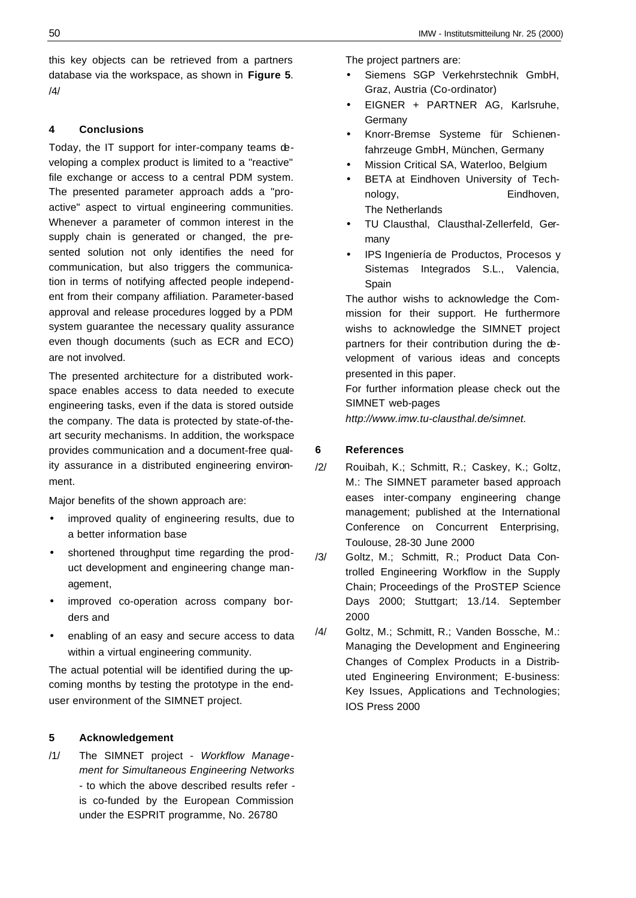this key objects can be retrieved from a partners database via the workspace, as shown in **Figure 5**. /4/

## 4 Conclusions

Today, the IT support for inter-company teams developing a complex product is limited to a "reactive" file exchange or access to a central PDM system. The presented parameter approach adds a "proactive" aspect to virtual engineering communities. Whenever a parameter of common interest in the supply chain is generated or changed, the presented solution not only identifies the need for communication, but also triggers the communication in terms of notifying affected people independent from their company affiliation. Parameter-based approval and release procedures logged by a PDM system guarantee the necessary quality assurance even though documents (such as ECR and ECO) are not involved.

The presented architecture for a distributed workspace enables access to data needed to execute engineering tasks, even if the data is stored outside the company. The data is protected by state-of-the-art security mechanisms. In addition, the workspace provides communication and a document-free quality assurance in a distributed engineering environment.

Major benefits of the shown approach are:

- improved quality of engineering results, due to a better information base
- shortened throughput time regarding the product development and engineering change management,
- improved co-operation across company borders and
- enabling of an easy and secure access to data within a virtual engineering community.

The actual potential will be identified during the upcoming months by testing the prototype in the end-user environment of the SIMNET project.

## 5 Acknowledgement

/1/ The SIMNET project - *Workflow Management for Simultaneous Engineering Networks* - to which the above described results refer - is co-funded by the European Commission under the ESPRIT programme, No. 26780

The project partners are:

- Siemens SGP Verkehrstechnik GmbH, Graz, Austria (Co-ordinator)
- EIGNER + PARTNER AG, Karlsruhe, Germany
- Knorr-Bremse Systeme für Schienenfahrzeuge GmbH, München, Germany
- Mission Critical SA, Waterloo, Belgium
- BETA at Eindhoven University of Technology, Eindhoven, The Netherlands
- TU Clausthal, Clausthal-Zellerfeld, Germany
- IPS Ingeniería de Productos, Procesos y Sistemas Integrados S.L., Valencia, Spain

The author wishs to acknowledge the Commission for their support. He furthermore wishs to acknowledge the SIMNET project partners for their contribution during the development of various ideas and concepts presented in this paper.

For further information please check out the SIMNET web-pages *http://www.imw.tu-clausthal.de/simnet.*

## 6 References

/2/ Rouibah, K.; Schmitt, R.; Caskey, K.; Goltz, M.: The SIMNET parameter based approach eases inter-company engineering change management; published at the International Conference on Concurrent Enterprising, Toulouse, 28-30 June 2000

/3/ Goltz, M.; Schmitt, R.; Product Data Controlled Engineering Workflow in the Supply Chain; Proceedings of the ProSTEP Science Days 2000; Stuttgart; 13./14. September 2000

/4/ Goltz, M.; Schmitt, R.; Vanden Bossche, M.: Managing the Development and Engineering Changes of Complex Products in a Distributed Engineering Environment; E-business: Key Issues, Applications and Technologies; IOS Press 2000